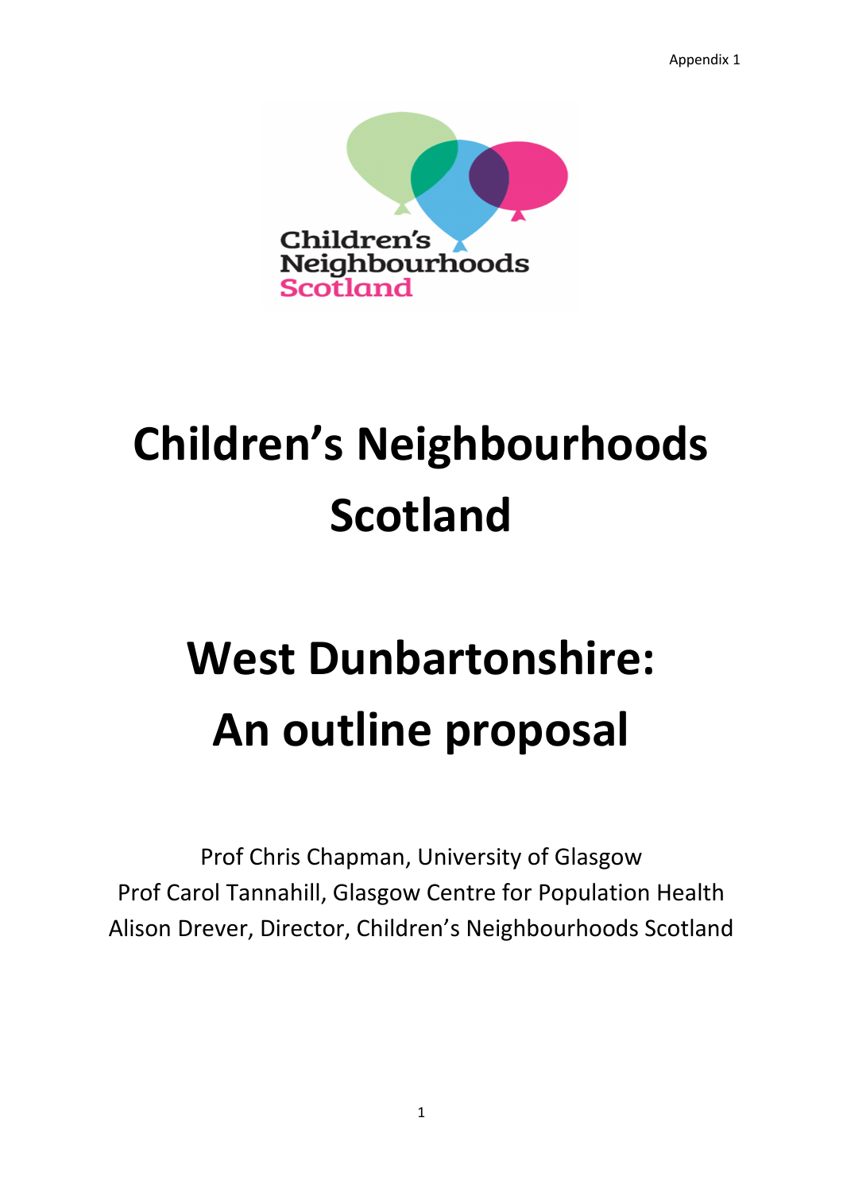Appendix 1

Children's Neighbourhoods Scotland

# Children's Neighbourhoods Scotland

# West Dunbartonshire: An outline proposal

Prof Chris Chapman, University of Glasgow
Prof Carol Tannahill, Glasgow Centre for Population Health
Alison Drever, Director, Children's Neighbourhoods Scotland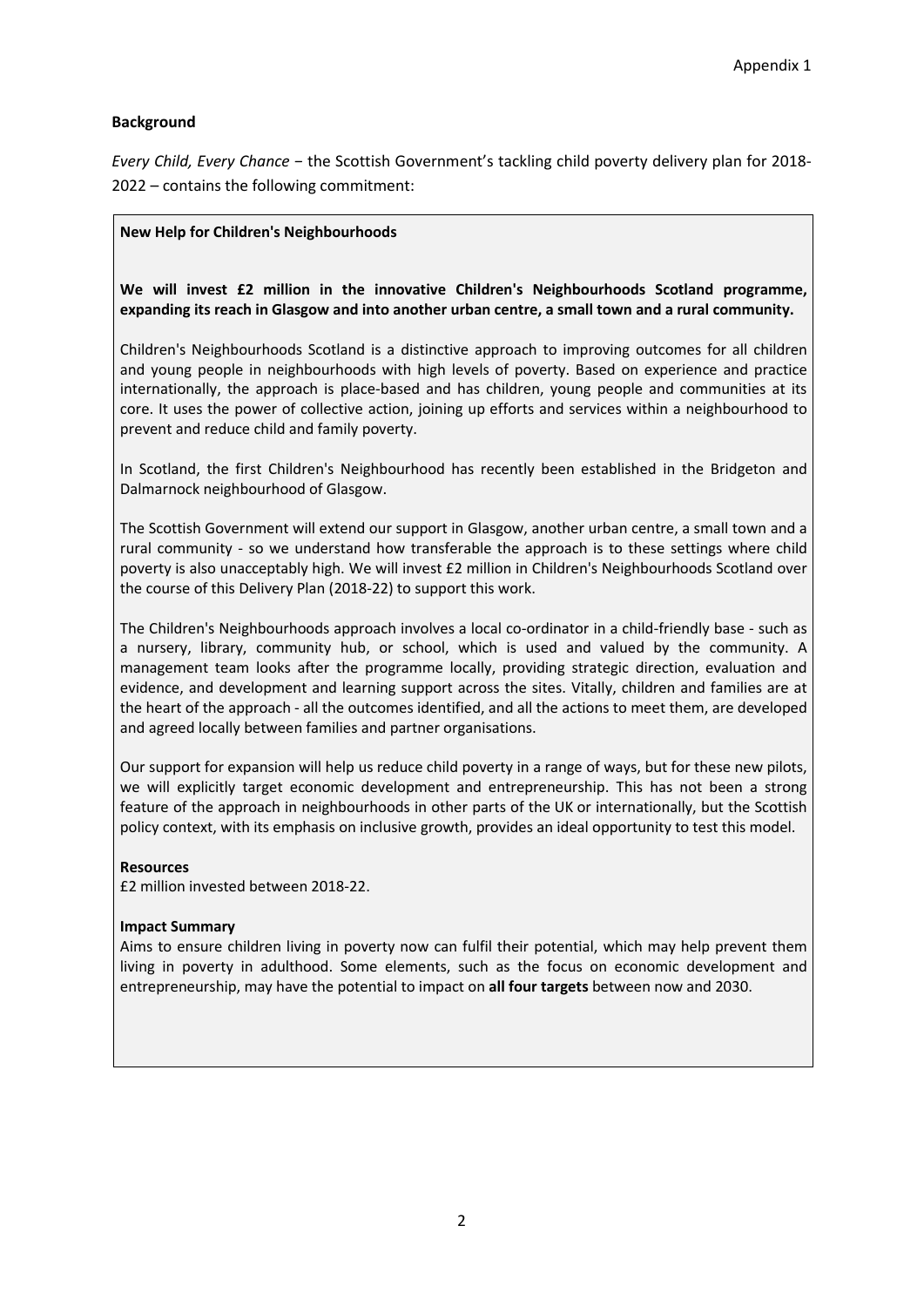Appendix 1

## Background

*Every Child, Every Chance* − the Scottish Government's tackling child poverty delivery plan for 2018-2022 – contains the following commitment:

> **New Help for Children's Neighbourhoods**
>
> **We will invest £2 million in the innovative Children's Neighbourhoods Scotland programme, expanding its reach in Glasgow and into another urban centre, a small town and a rural community.**
>
> Children's Neighbourhoods Scotland is a distinctive approach to improving outcomes for all children and young people in neighbourhoods with high levels of poverty. Based on experience and practice internationally, the approach is place-based and has children, young people and communities at its core. It uses the power of collective action, joining up efforts and services within a neighbourhood to prevent and reduce child and family poverty.
>
> In Scotland, the first Children's Neighbourhood has recently been established in the Bridgeton and Dalmarnock neighbourhood of Glasgow.
>
> The Scottish Government will extend our support in Glasgow, another urban centre, a small town and a rural community - so we understand how transferable the approach is to these settings where child poverty is also unacceptably high. We will invest £2 million in Children's Neighbourhoods Scotland over the course of this Delivery Plan (2018-22) to support this work.
>
> The Children's Neighbourhoods approach involves a local co-ordinator in a child-friendly base - such as a nursery, library, community hub, or school, which is used and valued by the community. A management team looks after the programme locally, providing strategic direction, evaluation and evidence, and development and learning support across the sites. Vitally, children and families are at the heart of the approach - all the outcomes identified, and all the actions to meet them, are developed and agreed locally between families and partner organisations.
>
> Our support for expansion will help us reduce child poverty in a range of ways, but for these new pilots, we will explicitly target economic development and entrepreneurship. This has not been a strong feature of the approach in neighbourhoods in other parts of the UK or internationally, but the Scottish policy context, with its emphasis on inclusive growth, provides an ideal opportunity to test this model.
>
> **Resources**
> £2 million invested between 2018-22.
>
> **Impact Summary**
> Aims to ensure children living in poverty now can fulfil their potential, which may help prevent them living in poverty in adulthood. Some elements, such as the focus on economic development and entrepreneurship, may have the potential to impact on **all four targets** between now and 2030.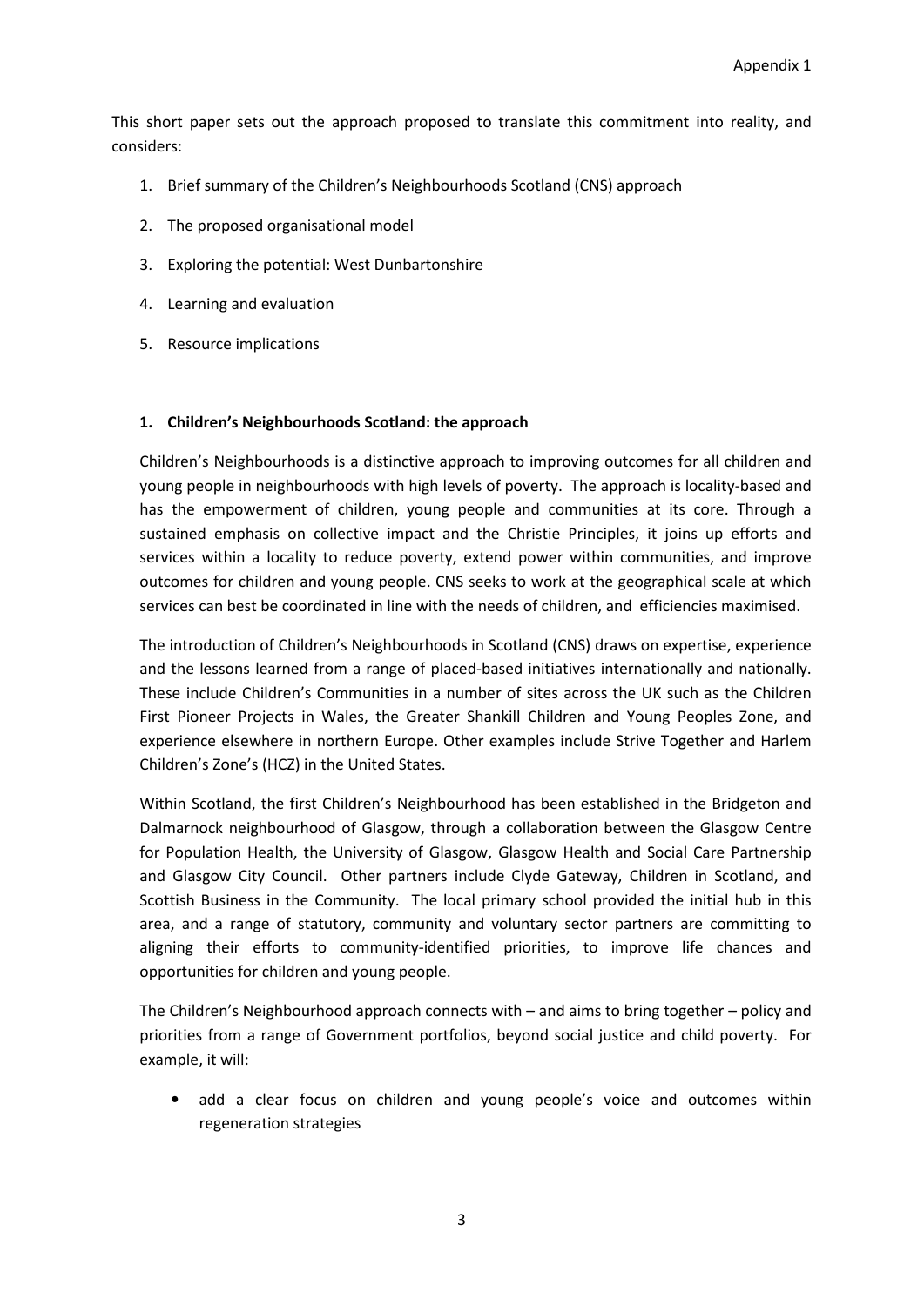This short paper sets out the approach proposed to translate this commitment into reality, and considers:

1. Brief summary of the Children's Neighbourhoods Scotland (CNS) approach
2. The proposed organisational model
3. Exploring the potential: West Dunbartonshire
4. Learning and evaluation
5. Resource implications

### 1. Children's Neighbourhoods Scotland: the approach

Children's Neighbourhoods is a distinctive approach to improving outcomes for all children and young people in neighbourhoods with high levels of poverty. The approach is locality-based and has the empowerment of children, young people and communities at its core. Through a sustained emphasis on collective impact and the Christie Principles, it joins up efforts and services within a locality to reduce poverty, extend power within communities, and improve outcomes for children and young people. CNS seeks to work at the geographical scale at which services can best be coordinated in line with the needs of children, and efficiencies maximised.

The introduction of Children's Neighbourhoods in Scotland (CNS) draws on expertise, experience and the lessons learned from a range of placed-based initiatives internationally and nationally. These include Children's Communities in a number of sites across the UK such as the Children First Pioneer Projects in Wales, the Greater Shankill Children and Young Peoples Zone, and experience elsewhere in northern Europe. Other examples include Strive Together and Harlem Children's Zone's (HCZ) in the United States.

Within Scotland, the first Children's Neighbourhood has been established in the Bridgeton and Dalmarnock neighbourhood of Glasgow, through a collaboration between the Glasgow Centre for Population Health, the University of Glasgow, Glasgow Health and Social Care Partnership and Glasgow City Council. Other partners include Clyde Gateway, Children in Scotland, and Scottish Business in the Community. The local primary school provided the initial hub in this area, and a range of statutory, community and voluntary sector partners are committing to aligning their efforts to community-identified priorities, to improve life chances and opportunities for children and young people.

The Children's Neighbourhood approach connects with – and aims to bring together – policy and priorities from a range of Government portfolios, beyond social justice and child poverty. For example, it will:

- add a clear focus on children and young people's voice and outcomes within regeneration strategies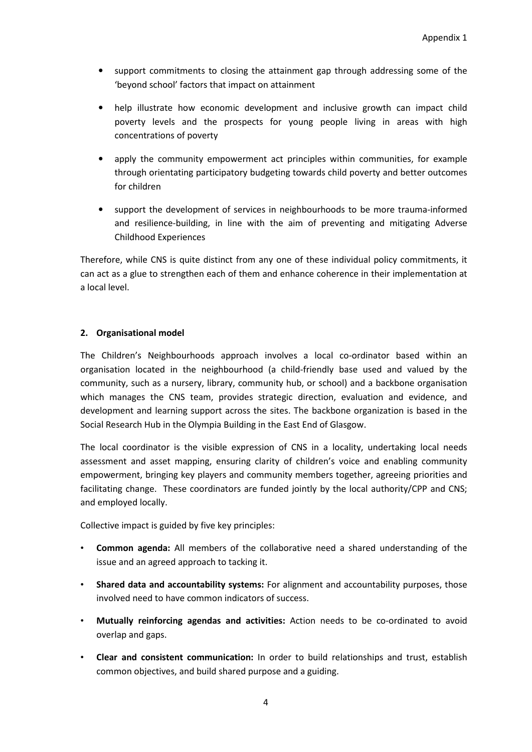- support commitments to closing the attainment gap through addressing some of the 'beyond school' factors that impact on attainment
- help illustrate how economic development and inclusive growth can impact child poverty levels and the prospects for young people living in areas with high concentrations of poverty
- apply the community empowerment act principles within communities, for example through orientating participatory budgeting towards child poverty and better outcomes for children
- support the development of services in neighbourhoods to be more trauma-informed and resilience-building, in line with the aim of preventing and mitigating Adverse Childhood Experiences

Therefore, while CNS is quite distinct from any one of these individual policy commitments, it can act as a glue to strengthen each of them and enhance coherence in their implementation at a local level.

**2. Organisational model**

The Children's Neighbourhoods approach involves a local co-ordinator based within an organisation located in the neighbourhood (a child-friendly base used and valued by the community, such as a nursery, library, community hub, or school) and a backbone organisation which manages the CNS team, provides strategic direction, evaluation and evidence, and development and learning support across the sites. The backbone organization is based in the Social Research Hub in the Olympia Building in the East End of Glasgow.

The local coordinator is the visible expression of CNS in a locality, undertaking local needs assessment and asset mapping, ensuring clarity of children's voice and enabling community empowerment, bringing key players and community members together, agreeing priorities and facilitating change. These coordinators are funded jointly by the local authority/CPP and CNS; and employed locally.

Collective impact is guided by five key principles:

- **Common agenda:** All members of the collaborative need a shared understanding of the issue and an agreed approach to tacking it.
- **Shared data and accountability systems:** For alignment and accountability purposes, those involved need to have common indicators of success.
- **Mutually reinforcing agendas and activities:** Action needs to be co-ordinated to avoid overlap and gaps.
- **Clear and consistent communication:** In order to build relationships and trust, establish common objectives, and build shared purpose and a guiding.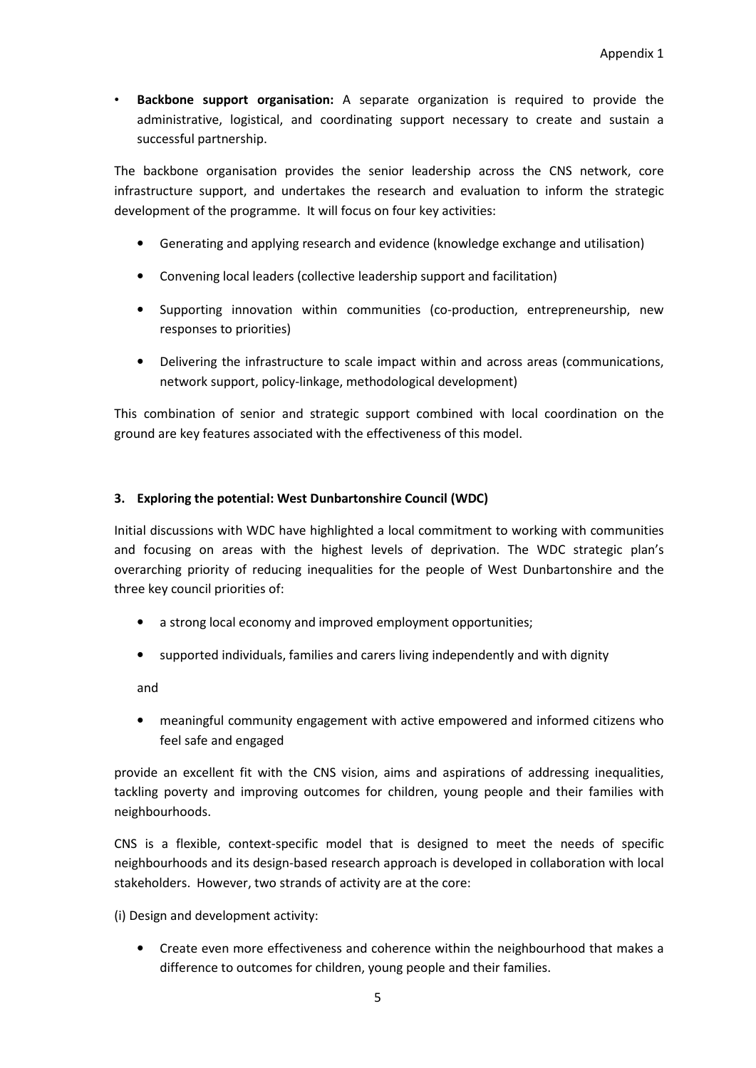- **Backbone support organisation:** A separate organization is required to provide the administrative, logistical, and coordinating support necessary to create and sustain a successful partnership.

The backbone organisation provides the senior leadership across the CNS network, core infrastructure support, and undertakes the research and evaluation to inform the strategic development of the programme. It will focus on four key activities:

- Generating and applying research and evidence (knowledge exchange and utilisation)
- Convening local leaders (collective leadership support and facilitation)
- Supporting innovation within communities (co-production, entrepreneurship, new responses to priorities)
- Delivering the infrastructure to scale impact within and across areas (communications, network support, policy-linkage, methodological development)

This combination of senior and strategic support combined with local coordination on the ground are key features associated with the effectiveness of this model.

### 3. Exploring the potential: West Dunbartonshire Council (WDC)

Initial discussions with WDC have highlighted a local commitment to working with communities and focusing on areas with the highest levels of deprivation. The WDC strategic plan's overarching priority of reducing inequalities for the people of West Dunbartonshire and the three key council priorities of:

- a strong local economy and improved employment opportunities;
- supported individuals, families and carers living independently and with dignity

and

- meaningful community engagement with active empowered and informed citizens who feel safe and engaged

provide an excellent fit with the CNS vision, aims and aspirations of addressing inequalities, tackling poverty and improving outcomes for children, young people and their families with neighbourhoods.

CNS is a flexible, context-specific model that is designed to meet the needs of specific neighbourhoods and its design-based research approach is developed in collaboration with local stakeholders. However, two strands of activity are at the core:

(i) Design and development activity:

- Create even more effectiveness and coherence within the neighbourhood that makes a difference to outcomes for children, young people and their families.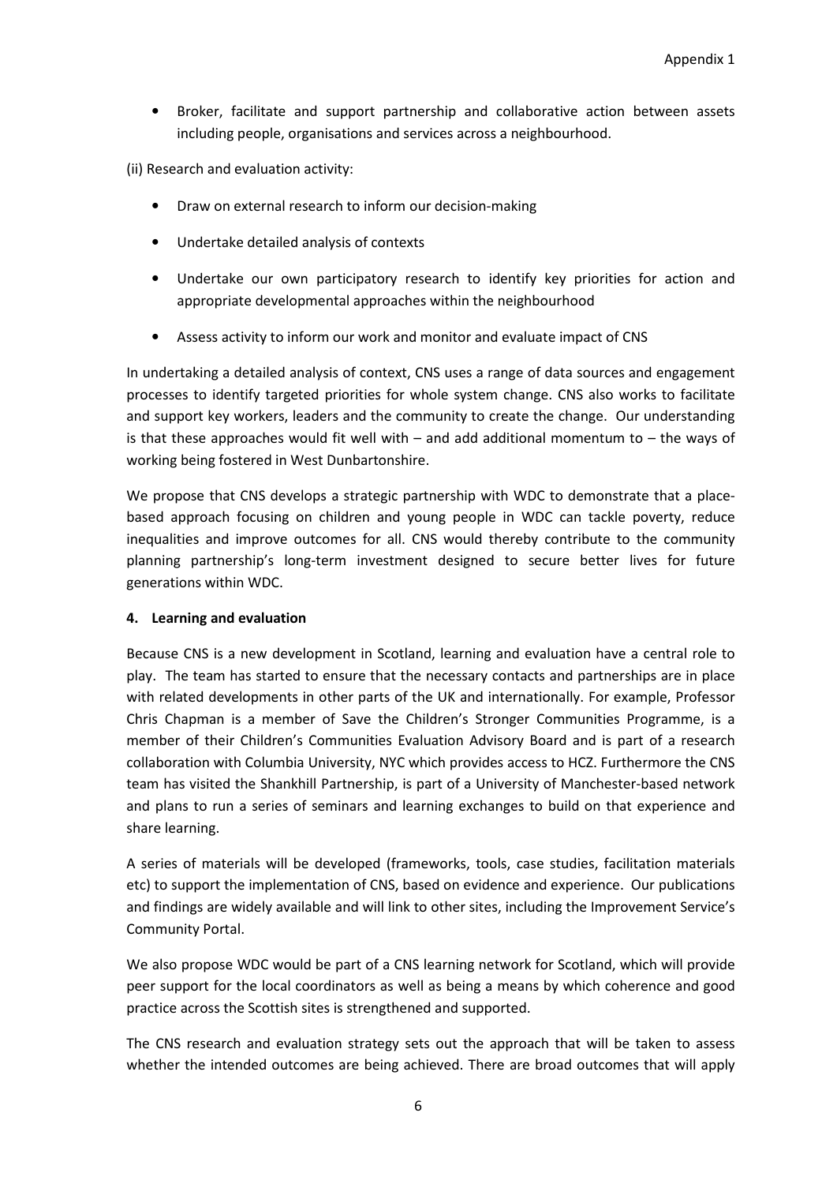- Broker, facilitate and support partnership and collaborative action between assets including people, organisations and services across a neighbourhood.

(ii) Research and evaluation activity:

- Draw on external research to inform our decision-making
- Undertake detailed analysis of contexts
- Undertake our own participatory research to identify key priorities for action and appropriate developmental approaches within the neighbourhood
- Assess activity to inform our work and monitor and evaluate impact of CNS

In undertaking a detailed analysis of context, CNS uses a range of data sources and engagement processes to identify targeted priorities for whole system change. CNS also works to facilitate and support key workers, leaders and the community to create the change. Our understanding is that these approaches would fit well with – and add additional momentum to – the ways of working being fostered in West Dunbartonshire.

We propose that CNS develops a strategic partnership with WDC to demonstrate that a place-based approach focusing on children and young people in WDC can tackle poverty, reduce inequalities and improve outcomes for all. CNS would thereby contribute to the community planning partnership's long-term investment designed to secure better lives for future generations within WDC.

**4. Learning and evaluation**

Because CNS is a new development in Scotland, learning and evaluation have a central role to play. The team has started to ensure that the necessary contacts and partnerships are in place with related developments in other parts of the UK and internationally. For example, Professor Chris Chapman is a member of Save the Children's Stronger Communities Programme, is a member of their Children's Communities Evaluation Advisory Board and is part of a research collaboration with Columbia University, NYC which provides access to HCZ. Furthermore the CNS team has visited the Shankhill Partnership, is part of a University of Manchester-based network and plans to run a series of seminars and learning exchanges to build on that experience and share learning.

A series of materials will be developed (frameworks, tools, case studies, facilitation materials etc) to support the implementation of CNS, based on evidence and experience. Our publications and findings are widely available and will link to other sites, including the Improvement Service's Community Portal.

We also propose WDC would be part of a CNS learning network for Scotland, which will provide peer support for the local coordinators as well as being a means by which coherence and good practice across the Scottish sites is strengthened and supported.

The CNS research and evaluation strategy sets out the approach that will be taken to assess whether the intended outcomes are being achieved. There are broad outcomes that will apply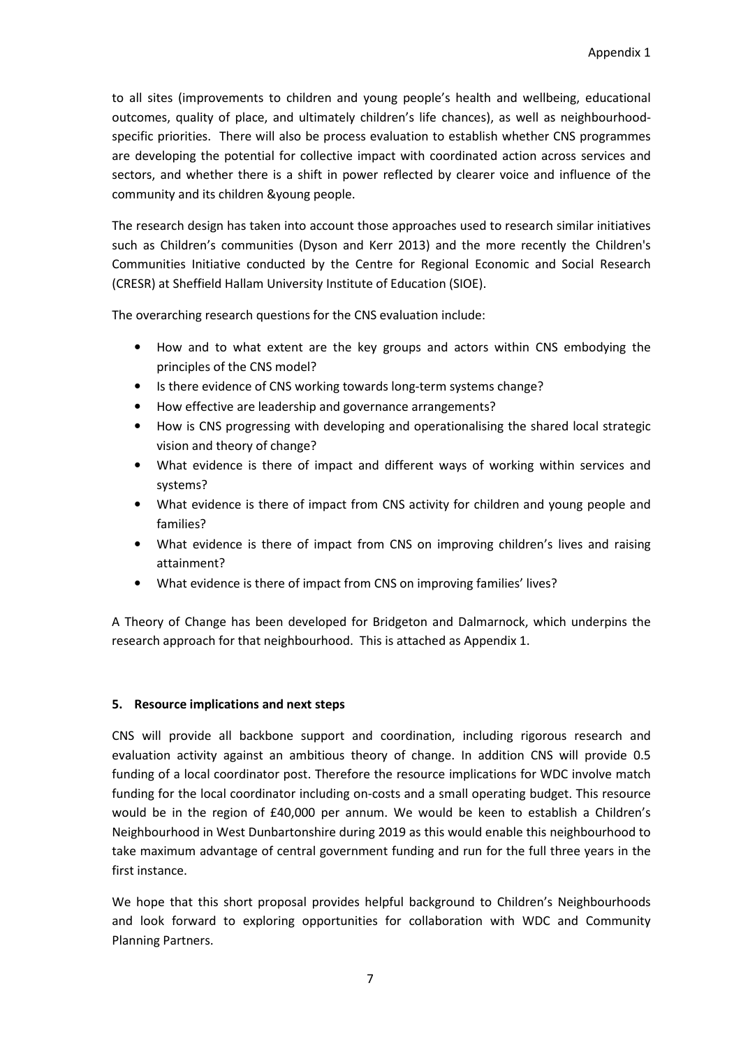to all sites (improvements to children and young people's health and wellbeing, educational outcomes, quality of place, and ultimately children's life chances), as well as neighbourhood-specific priorities. There will also be process evaluation to establish whether CNS programmes are developing the potential for collective impact with coordinated action across services and sectors, and whether there is a shift in power reflected by clearer voice and influence of the community and its children &young people.

The research design has taken into account those approaches used to research similar initiatives such as Children's communities (Dyson and Kerr 2013) and the more recently the Children's Communities Initiative conducted by the Centre for Regional Economic and Social Research (CRESR) at Sheffield Hallam University Institute of Education (SIOE).

The overarching research questions for the CNS evaluation include:

- How and to what extent are the key groups and actors within CNS embodying the principles of the CNS model?
- Is there evidence of CNS working towards long-term systems change?
- How effective are leadership and governance arrangements?
- How is CNS progressing with developing and operationalising the shared local strategic vision and theory of change?
- What evidence is there of impact and different ways of working within services and systems?
- What evidence is there of impact from CNS activity for children and young people and families?
- What evidence is there of impact from CNS on improving children's lives and raising attainment?
- What evidence is there of impact from CNS on improving families' lives?

A Theory of Change has been developed for Bridgeton and Dalmarnock, which underpins the research approach for that neighbourhood. This is attached as Appendix 1.

**5. Resource implications and next steps**

CNS will provide all backbone support and coordination, including rigorous research and evaluation activity against an ambitious theory of change. In addition CNS will provide 0.5 funding of a local coordinator post. Therefore the resource implications for WDC involve match funding for the local coordinator including on-costs and a small operating budget. This resource would be in the region of £40,000 per annum. We would be keen to establish a Children's Neighbourhood in West Dunbartonshire during 2019 as this would enable this neighbourhood to take maximum advantage of central government funding and run for the full three years in the first instance.

We hope that this short proposal provides helpful background to Children's Neighbourhoods and look forward to exploring opportunities for collaboration with WDC and Community Planning Partners.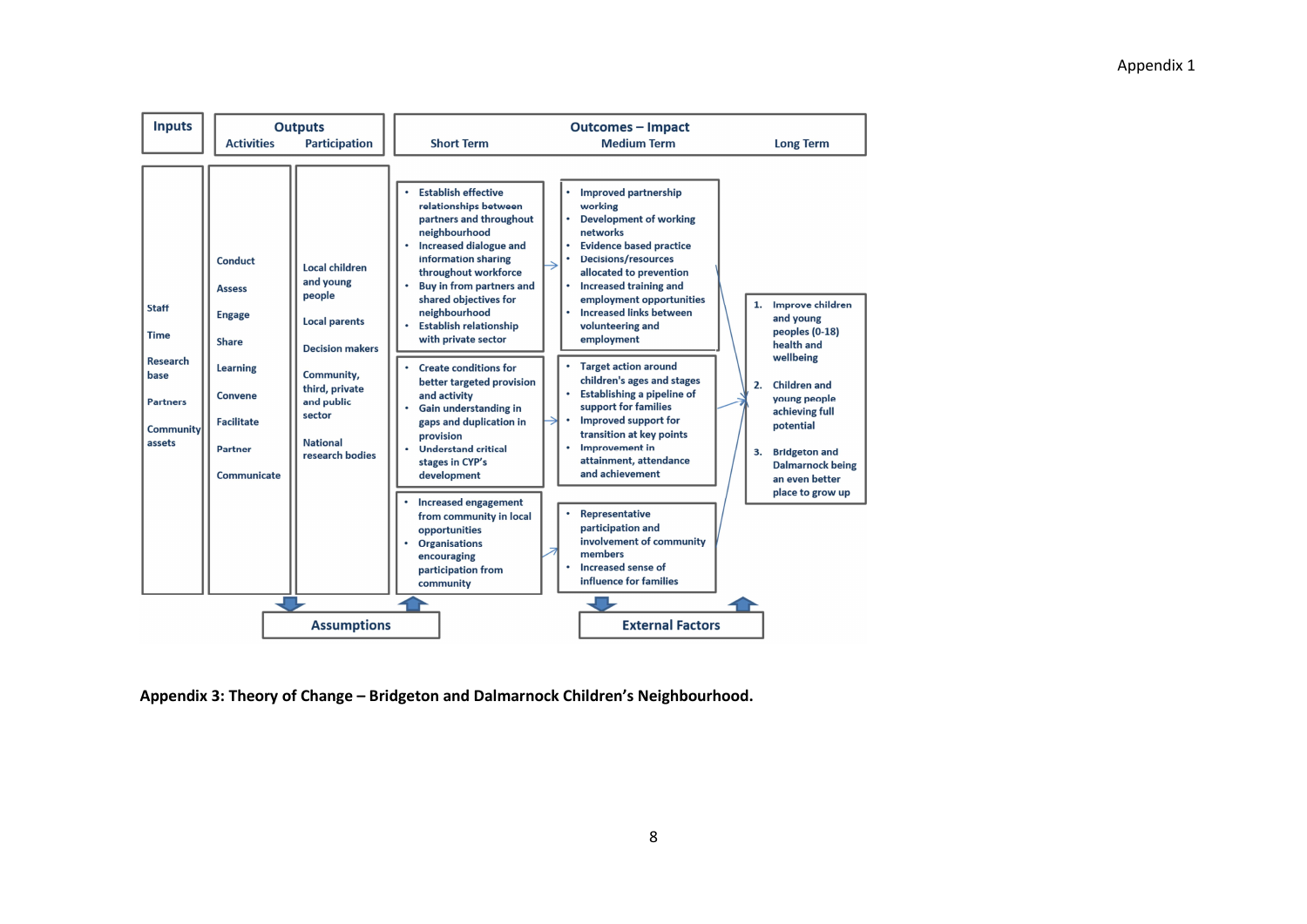Appendix 1

**Inputs**

Staff

Time

Research base

Partners

Community assets

**Outputs**

Activities

Conduct

Assess

Engage

Share

Learning

Convene

Facilitate

Partner

Communicate

Participation

Local children and young people

Local parents

Decision makers

Community, third, private and public sector

National research bodies

**Outcomes – Impact**

Short Term

- Establish effective relationships between partners and throughout neighbourhood
- Increased dialogue and information sharing throughout workforce
- Buy in from partners and shared objectives for neighbourhood
- Establish relationship with private sector

- Create conditions for better targeted provision and activity
- Gain understanding in gaps and duplication in provision
- Understand critical stages in CYP's development

- Increased engagement from community in local opportunities
- Organisations encouraging participation from community

Medium Term

- Improved partnership working
- Development of working networks
- Evidence based practice
- Decisions/resources allocated to prevention
- Increased training and employment opportunities
- Increased links between volunteering and employment

- Target action around children's ages and stages
- Establishing a pipeline of support for families
- Improved support for transition at key points
- Improvement in attainment, attendance and achievement

- Representative participation and involvement of community members
- Increased sense of influence for families

Long Term

1. Improve children and young peoples (0-18) health and wellbeing
2. Children and young people achieving full potential
3. Bridgeton and Dalmarnock being an even better place to grow up

Assumptions

External Factors

**Appendix 3: Theory of Change – Bridgeton and Dalmarnock Children's Neighbourhood.**